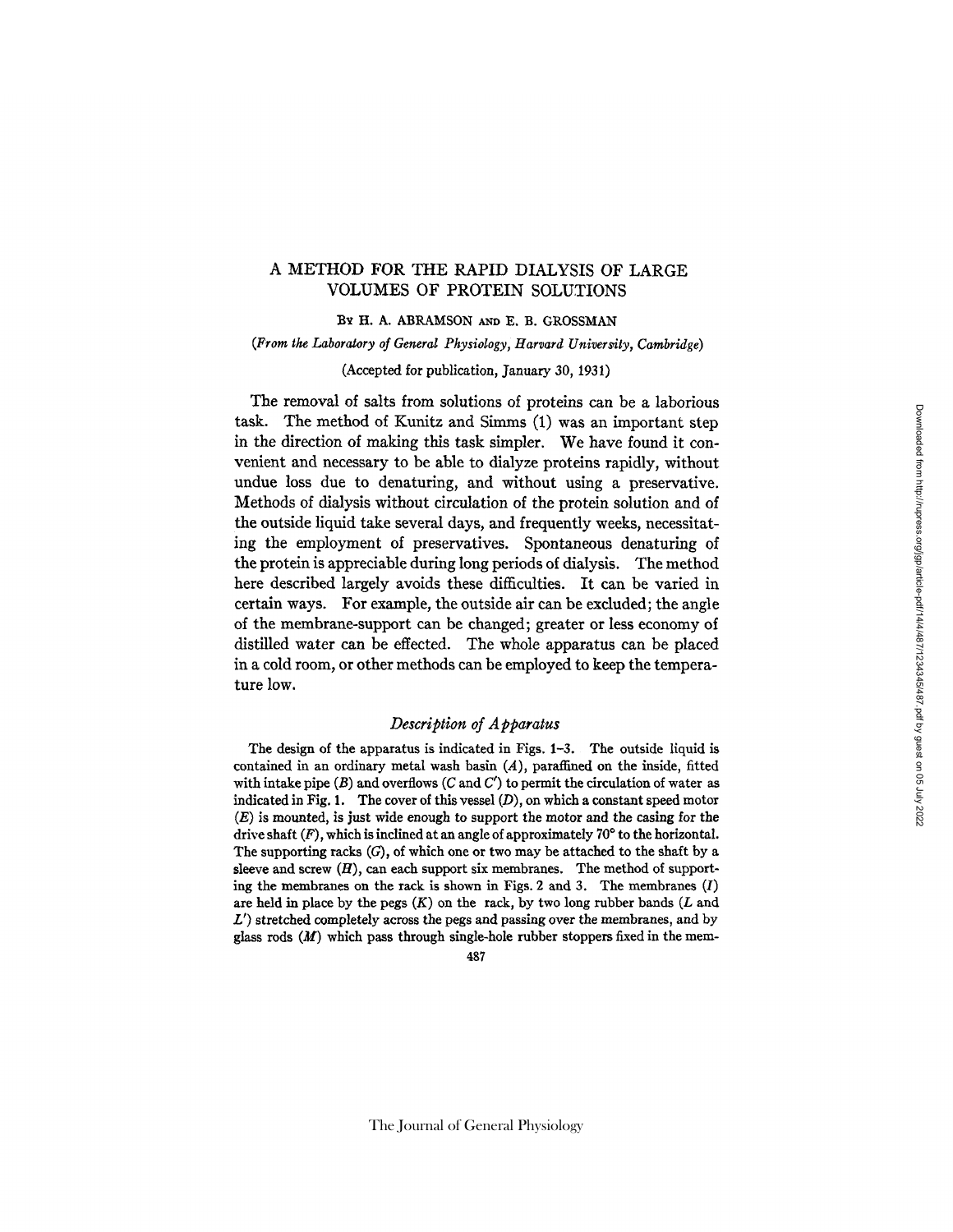# A METHOD FOR THE RAPID DIALYSIS OF LARGE VOLUMES OF PROTEIN SOLUTIONS

BY H. A. ABRAMSON AND E. B. GROSSMAN

*(From the Laboratory of General Physiology, Harvard University, Cambridge)*

(Accepted for publication, January 30, 1931)

The removal of salts from solutions of proteins can be a laborious task. The method of Kunitz and Simms (1) was an important step in the direction of making this task simpler. We have found it convenient and necessary to be able to dialyze proteins rapidly, without undue loss due to denaturing, and without using a preservative. Methods of dialysis without circulation of the protein solution and of the outside liquid take several days, and frequently weeks, necessitating the employment of preservatives. Spontaneous denaturing of the protein is appreciable during long periods of dialysis. The method here described largely avoids these difficulties. It can be varied in certain ways. For example, the outside air can be excluded; the angle of the membrane-support can be changed; greater or less economy of distilled water can be effected. The whole apparatus can be placed in a cold room, or other methods can be employed to keep the temperature low.

## *Description of Apparatus*

The design of the apparatus is indicated in Figs. 1–3. The outside liquid is contained in an ordinary metal wash basin (*A*), paraffined on the inside, fitted with intake pipe (*B*) and overflows (*C* and *C'*) to permit the circulation of water as indicated in Fig. 1. The cover of this vessel (*D*), on which a constant speed motor (*E*) is mounted, is just wide enough to support the motor and the casing for the drive shaft (*F*), which is inclined at an angle of approximately 70° to the horizontal. The supporting racks (*G*), of which one or two may be attached to the shaft by a sleeve and screw (*H*), can each support six membranes. The method of supporting the membranes on the rack is shown in Figs. 2 and 3. The membranes (*I*) are held in place by the pegs (*K*) on the rack, by two long rubber bands (*L* and *L'*) stretched completely across the pegs and passing over the membranes, and by glass rods (*M*) which pass through single-hole rubber stoppers fixed in the mem-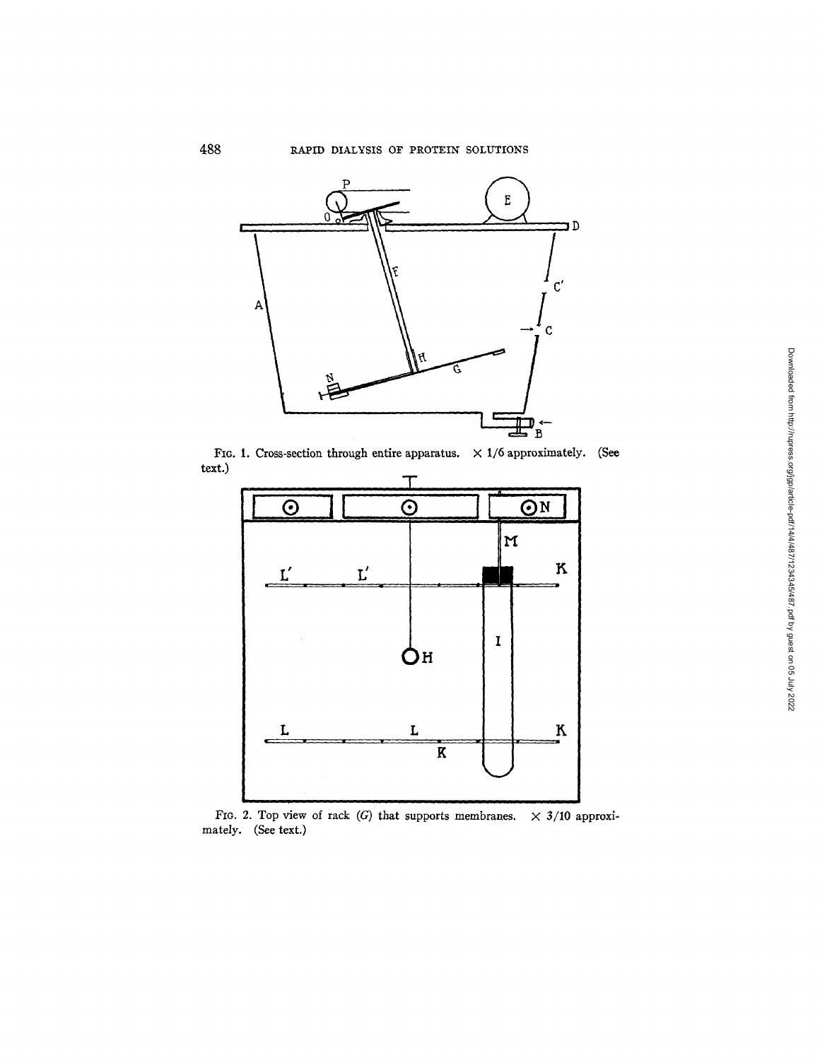FIG. 1. Cross-section through entire apparatus. × 1/6 approximately. (See text.)

FIG. 2. Top view of rack (*G*) that supports membranes. × 3/10 approximately. (See text.)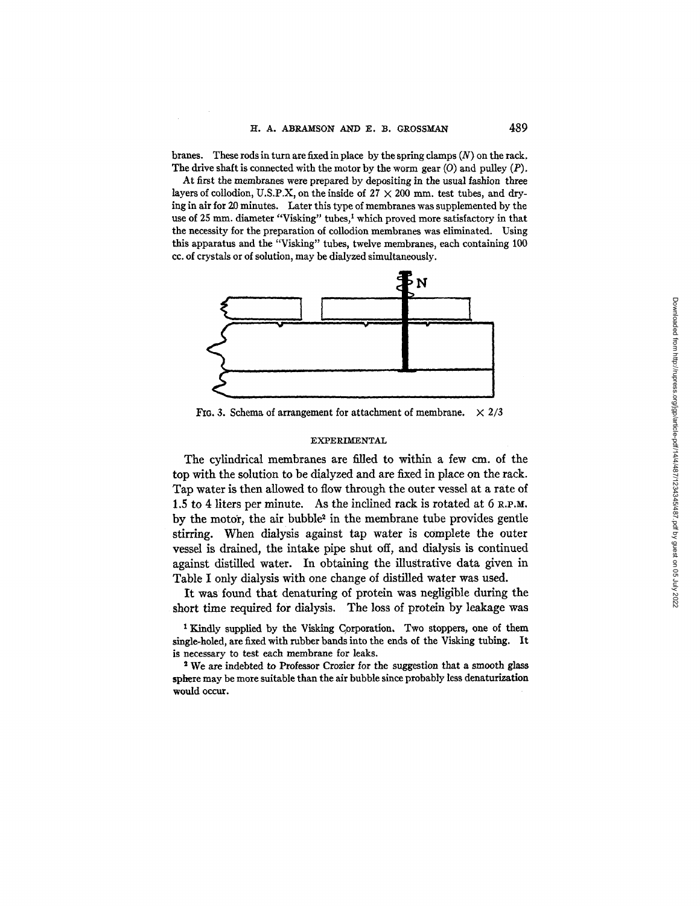branes. These rods in turn are fixed in place by the spring clamps (*N*) on the rack. The drive shaft is connected with the motor by the worm gear (*O*) and pulley (*P*).

At first the membranes were prepared by depositing in the usual fashion three layers of collodion, U.S.P.X, on the inside of 27 × 200 mm. test tubes, and drying in air for 20 minutes. Later this type of membranes was supplemented by the use of 25 mm. diameter "Visking" tubes,[1] which proved more satisfactory in that the necessity for the preparation of collodion membranes was eliminated. Using this apparatus and the "Visking" tubes, twelve membranes, each containing 100 cc. of crystals or of solution, may be dialyzed simultaneously.

FIG. 3. Schema of arrangement for attachment of membrane. × 2/3

## EXPERIMENTAL

The cylindrical membranes are filled to within a few cm. of the top with the solution to be dialyzed and are fixed in place on the rack. Tap water is then allowed to flow through the outer vessel at a rate of 1.5 to 4 liters per minute. As the inclined rack is rotated at 6 R.P.M. by the motor, the air bubble[2] in the membrane tube provides gentle stirring. When dialysis against tap water is complete the outer vessel is drained, the intake pipe shut off, and dialysis is continued against distilled water. In obtaining the illustrative data given in Table I only dialysis with one change of distilled water was used.

It was found that denaturing of protein was negligible during the short time required for dialysis. The loss of protein by leakage was

[1] Kindly supplied by the Visking Corporation. Two stoppers, one of them single-holed, are fixed with rubber bands into the ends of the Visking tubing. It is necessary to test each membrane for leaks.

[2] We are indebted to Professor Crozier for the suggestion that a smooth glass sphere may be more suitable than the air bubble since probably less denaturization would occur.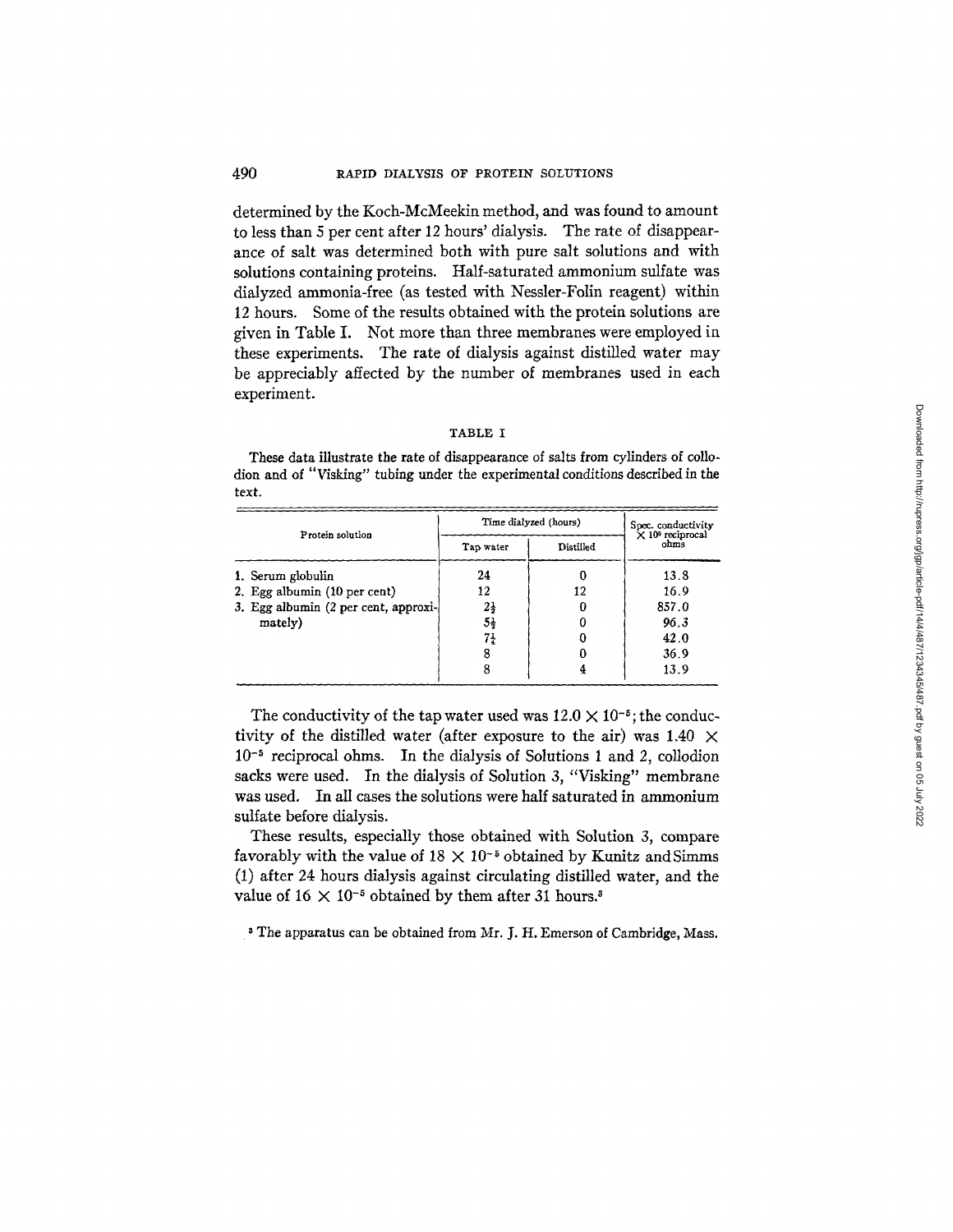determined by the Koch-McMeekin method, and was found to amount to less than 5 per cent after 12 hours' dialysis. The rate of disappearance of salt was determined both with pure salt solutions and with solutions containing proteins. Half-saturated ammonium sulfate was dialyzed ammonia-free (as tested with Nessler-Folin reagent) within 12 hours. Some of the results obtained with the protein solutions are given in Table I. Not more than three membranes were employed in these experiments. The rate of dialysis against distilled water may be appreciably affected by the number of membranes used in each experiment.

TABLE I

These data illustrate the rate of disappearance of salts from cylinders of collodion and of "Visking" tubing under the experimental conditions described in the text.

| Protein solution | Time dialyzed (hours) | | Spec. conductivity $\times 10^5$ reciprocal ohms |
|---|---|---|---|
| | Tap water | Distilled | |
| 1. Serum globulin | 24 | 0 | 13.8 |
| 2. Egg albumin (10 per cent) | 12 | 12 | 16.9 |
| 3. Egg albumin (2 per cent, approximately) | $2\frac{1}{2}$ | 0 | 857.0 |
| | $5\frac{1}{2}$ | 0 | 96.3 |
| | $7\frac{1}{4}$ | 0 | 42.0 |
| | 8 | 0 | 36.9 |
| | 8 | 4 | 13.9 |

The conductivity of the tap water used was $12.0 \times 10^{-5}$; the conductivity of the distilled water (after exposure to the air) was $1.40 \times 10^{-5}$ reciprocal ohms. In the dialysis of Solutions 1 and 2, collodion sacks were used. In the dialysis of Solution 3, "Visking" membrane was used. In all cases the solutions were half saturated in ammonium sulfate before dialysis.

These results, especially those obtained with Solution 3, compare favorably with the value of $18 \times 10^{-5}$ obtained by Kunitz and Simms (1) after 24 hours dialysis against circulating distilled water, and the value of $16 \times 10^{-5}$ obtained by them after 31 hours.[3]

[3] The apparatus can be obtained from Mr. J. H. Emerson of Cambridge, Mass.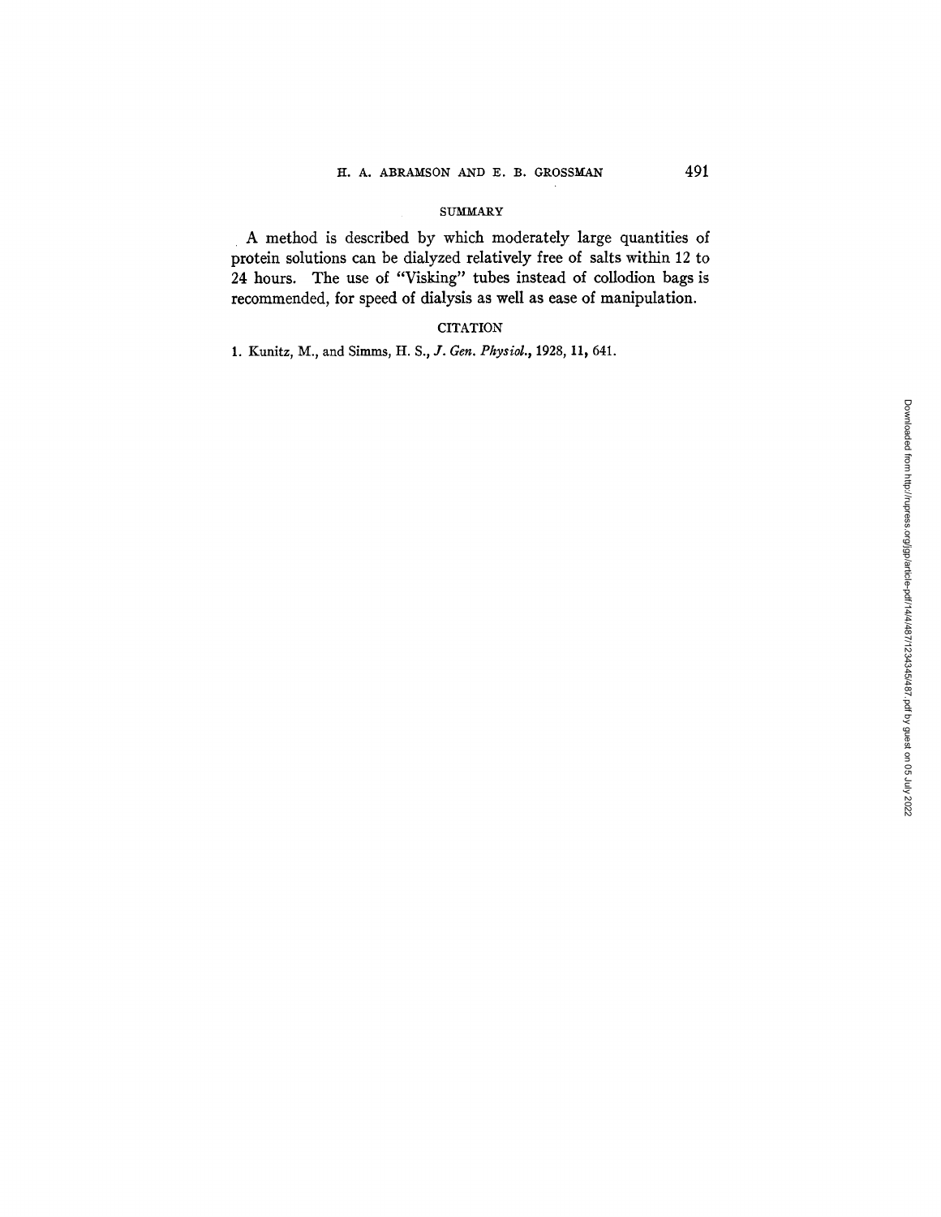## SUMMARY

A method is described by which moderately large quantities of protein solutions can be dialyzed relatively free of salts within 12 to 24 hours. The use of "Visking" tubes instead of collodion bags is recommended, for speed of dialysis as well as ease of manipulation.

## CITATION

1. Kunitz, M., and Simms, H. S., *J. Gen. Physiol.*, 1928, **11**, 641.